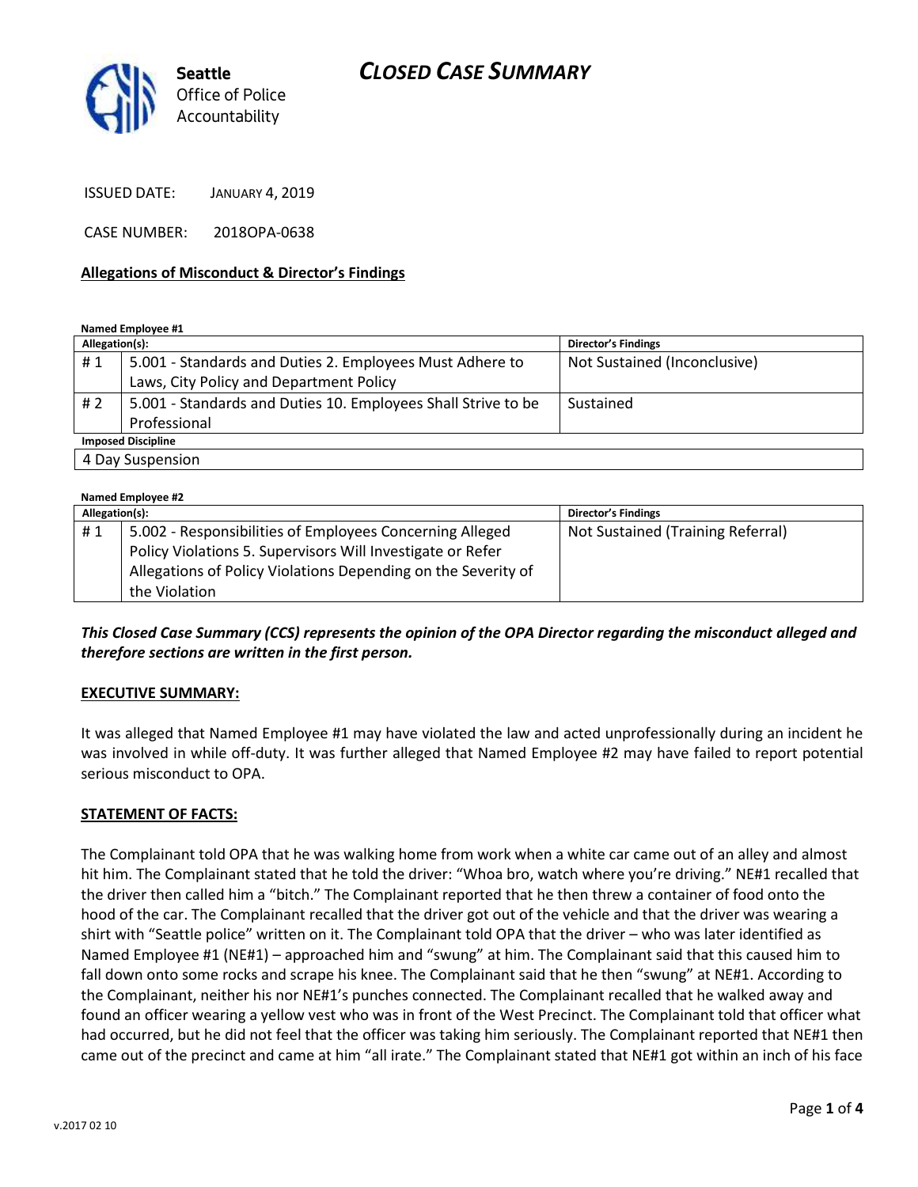**Seattle** Office of Police Accountability

# *CLOSED CASE SUMMARY*

ISSUED DATE: JANUARY 4, 2019

CASE NUMBER: 2018OPA-0638

**Allegations of Misconduct & Director's Findings**

**Named Employee #1**

| Allegation(s): | | Director's Findings |
|---|---|---|
| # 1 | 5.001 - Standards and Duties 2. Employees Must Adhere to Laws, City Policy and Department Policy | Not Sustained (Inconclusive) |
| # 2 | 5.001 - Standards and Duties 10. Employees Shall Strive to be Professional | Sustained |

| Imposed Discipline |
|---|
| 4 Day Suspension |

**Named Employee #2**

| Allegation(s): | | Director's Findings |
|---|---|---|
| # 1 | 5.002 - Responsibilities of Employees Concerning Alleged Policy Violations 5. Supervisors Will Investigate or Refer Allegations of Policy Violations Depending on the Severity of the Violation | Not Sustained (Training Referral) |

***This Closed Case Summary (CCS) represents the opinion of the OPA Director regarding the misconduct alleged and therefore sections are written in the first person.***

**EXECUTIVE SUMMARY:**

It was alleged that Named Employee #1 may have violated the law and acted unprofessionally during an incident he was involved in while off-duty. It was further alleged that Named Employee #2 may have failed to report potential serious misconduct to OPA.

**STATEMENT OF FACTS:**

The Complainant told OPA that he was walking home from work when a white car came out of an alley and almost hit him. The Complainant stated that he told the driver: "Whoa bro, watch where you're driving." NE#1 recalled that the driver then called him a "bitch." The Complainant reported that he then threw a container of food onto the hood of the car. The Complainant recalled that the driver got out of the vehicle and that the driver was wearing a shirt with "Seattle police" written on it. The Complainant told OPA that the driver – who was later identified as Named Employee #1 (NE#1) – approached him and "swung" at him. The Complainant said that this caused him to fall down onto some rocks and scrape his knee. The Complainant said that he then "swung" at NE#1. According to the Complainant, neither his nor NE#1's punches connected. The Complainant recalled that he walked away and found an officer wearing a yellow vest who was in front of the West Precinct. The Complainant told that officer what had occurred, but he did not feel that the officer was taking him seriously. The Complainant reported that NE#1 then came out of the precinct and came at him "all irate." The Complainant stated that NE#1 got within an inch of his face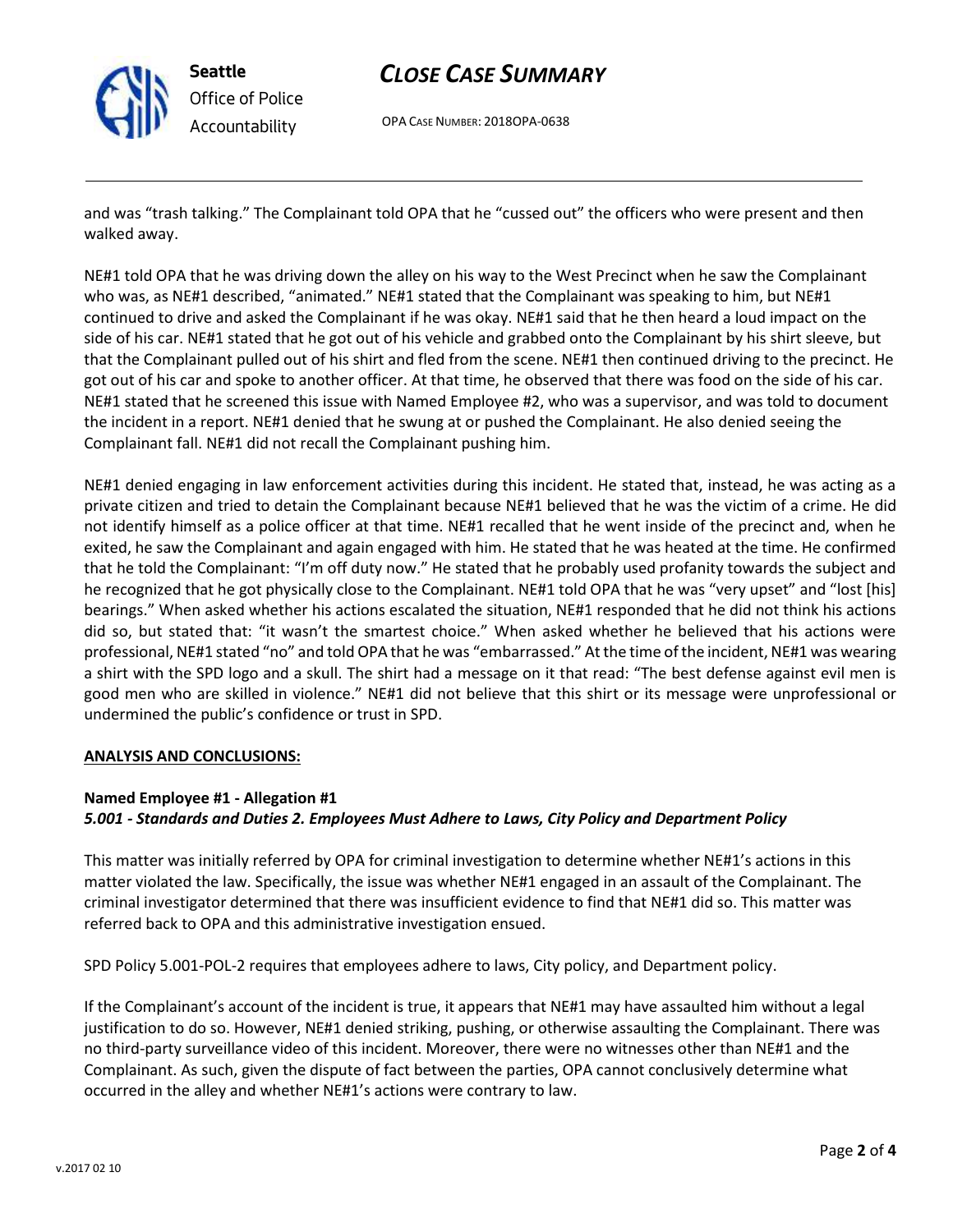and was "trash talking." The Complainant told OPA that he "cussed out" the officers who were present and then walked away.

NE#1 told OPA that he was driving down the alley on his way to the West Precinct when he saw the Complainant who was, as NE#1 described, "animated." NE#1 stated that the Complainant was speaking to him, but NE#1 continued to drive and asked the Complainant if he was okay. NE#1 said that he then heard a loud impact on the side of his car. NE#1 stated that he got out of his vehicle and grabbed onto the Complainant by his shirt sleeve, but that the Complainant pulled out of his shirt and fled from the scene. NE#1 then continued driving to the precinct. He got out of his car and spoke to another officer. At that time, he observed that there was food on the side of his car. NE#1 stated that he screened this issue with Named Employee #2, who was a supervisor, and was told to document the incident in a report. NE#1 denied that he swung at or pushed the Complainant. He also denied seeing the Complainant fall. NE#1 did not recall the Complainant pushing him.

NE#1 denied engaging in law enforcement activities during this incident. He stated that, instead, he was acting as a private citizen and tried to detain the Complainant because NE#1 believed that he was the victim of a crime. He did not identify himself as a police officer at that time. NE#1 recalled that he went inside of the precinct and, when he exited, he saw the Complainant and again engaged with him. He stated that he was heated at the time. He confirmed that he told the Complainant: "I'm off duty now." He stated that he probably used profanity towards the subject and he recognized that he got physically close to the Complainant. NE#1 told OPA that he was "very upset" and "lost [his] bearings." When asked whether his actions escalated the situation, NE#1 responded that he did not think his actions did so, but stated that: "it wasn't the smartest choice." When asked whether he believed that his actions were professional, NE#1 stated "no" and told OPA that he was "embarrassed." At the time of the incident, NE#1 was wearing a shirt with the SPD logo and a skull. The shirt had a message on it that read: "The best defense against evil men is good men who are skilled in violence." NE#1 did not believe that this shirt or its message were unprofessional or undermined the public's confidence or trust in SPD.

**ANALYSIS AND CONCLUSIONS:**

**Named Employee #1 - Allegation #1**
***5.001 - Standards and Duties 2. Employees Must Adhere to Laws, City Policy and Department Policy***

This matter was initially referred by OPA for criminal investigation to determine whether NE#1's actions in this matter violated the law. Specifically, the issue was whether NE#1 engaged in an assault of the Complainant. The criminal investigator determined that there was insufficient evidence to find that NE#1 did so. This matter was referred back to OPA and this administrative investigation ensued.

SPD Policy 5.001-POL-2 requires that employees adhere to laws, City policy, and Department policy.

If the Complainant's account of the incident is true, it appears that NE#1 may have assaulted him without a legal justification to do so. However, NE#1 denied striking, pushing, or otherwise assaulting the Complainant. There was no third-party surveillance video of this incident. Moreover, there were no witnesses other than NE#1 and the Complainant. As such, given the dispute of fact between the parties, OPA cannot conclusively determine what occurred in the alley and whether NE#1's actions were contrary to law.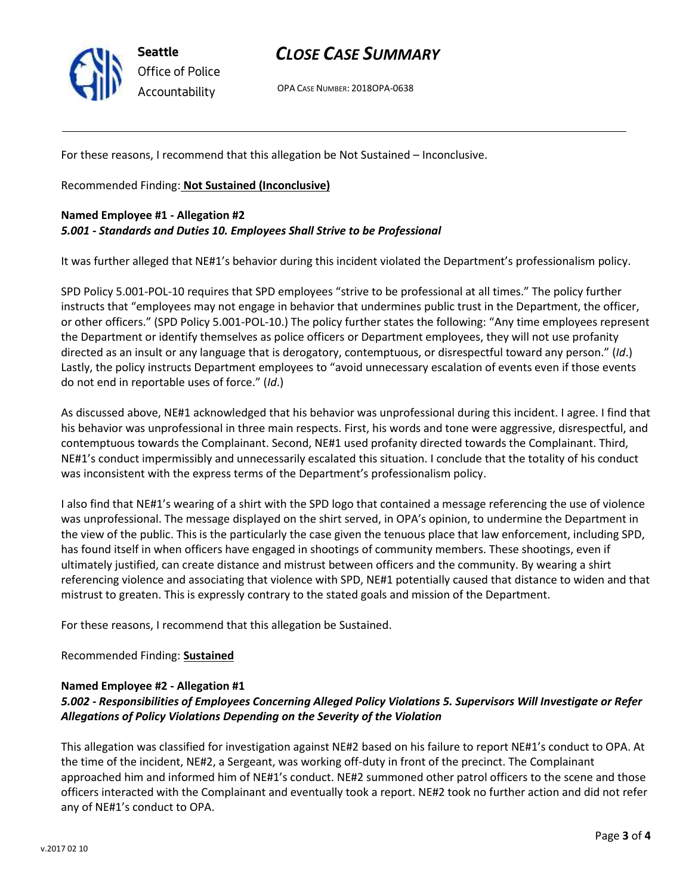For these reasons, I recommend that this allegation be Not Sustained – Inconclusive.

Recommended Finding: **Not Sustained (Inconclusive)**

**Named Employee #1 - Allegation #2**
***5.001 - Standards and Duties 10. Employees Shall Strive to be Professional***

It was further alleged that NE#1's behavior during this incident violated the Department's professionalism policy.

SPD Policy 5.001-POL-10 requires that SPD employees "strive to be professional at all times." The policy further instructs that "employees may not engage in behavior that undermines public trust in the Department, the officer, or other officers." (SPD Policy 5.001-POL-10.) The policy further states the following: "Any time employees represent the Department or identify themselves as police officers or Department employees, they will not use profanity directed as an insult or any language that is derogatory, contemptuous, or disrespectful toward any person." (*Id*.) Lastly, the policy instructs Department employees to "avoid unnecessary escalation of events even if those events do not end in reportable uses of force." (*Id*.)

As discussed above, NE#1 acknowledged that his behavior was unprofessional during this incident. I agree. I find that his behavior was unprofessional in three main respects. First, his words and tone were aggressive, disrespectful, and contemptuous towards the Complainant. Second, NE#1 used profanity directed towards the Complainant. Third, NE#1's conduct impermissibly and unnecessarily escalated this situation. I conclude that the totality of his conduct was inconsistent with the express terms of the Department's professionalism policy.

I also find that NE#1's wearing of a shirt with the SPD logo that contained a message referencing the use of violence was unprofessional. The message displayed on the shirt served, in OPA's opinion, to undermine the Department in the view of the public. This is the particularly the case given the tenuous place that law enforcement, including SPD, has found itself in when officers have engaged in shootings of community members. These shootings, even if ultimately justified, can create distance and mistrust between officers and the community. By wearing a shirt referencing violence and associating that violence with SPD, NE#1 potentially caused that distance to widen and that mistrust to greaten. This is expressly contrary to the stated goals and mission of the Department.

For these reasons, I recommend that this allegation be Sustained.

Recommended Finding: **Sustained**

**Named Employee #2 - Allegation #1**
***5.002 - Responsibilities of Employees Concerning Alleged Policy Violations 5. Supervisors Will Investigate or Refer Allegations of Policy Violations Depending on the Severity of the Violation***

This allegation was classified for investigation against NE#2 based on his failure to report NE#1's conduct to OPA. At the time of the incident, NE#2, a Sergeant, was working off-duty in front of the precinct. The Complainant approached him and informed him of NE#1's conduct. NE#2 summoned other patrol officers to the scene and those officers interacted with the Complainant and eventually took a report. NE#2 took no further action and did not refer any of NE#1's conduct to OPA.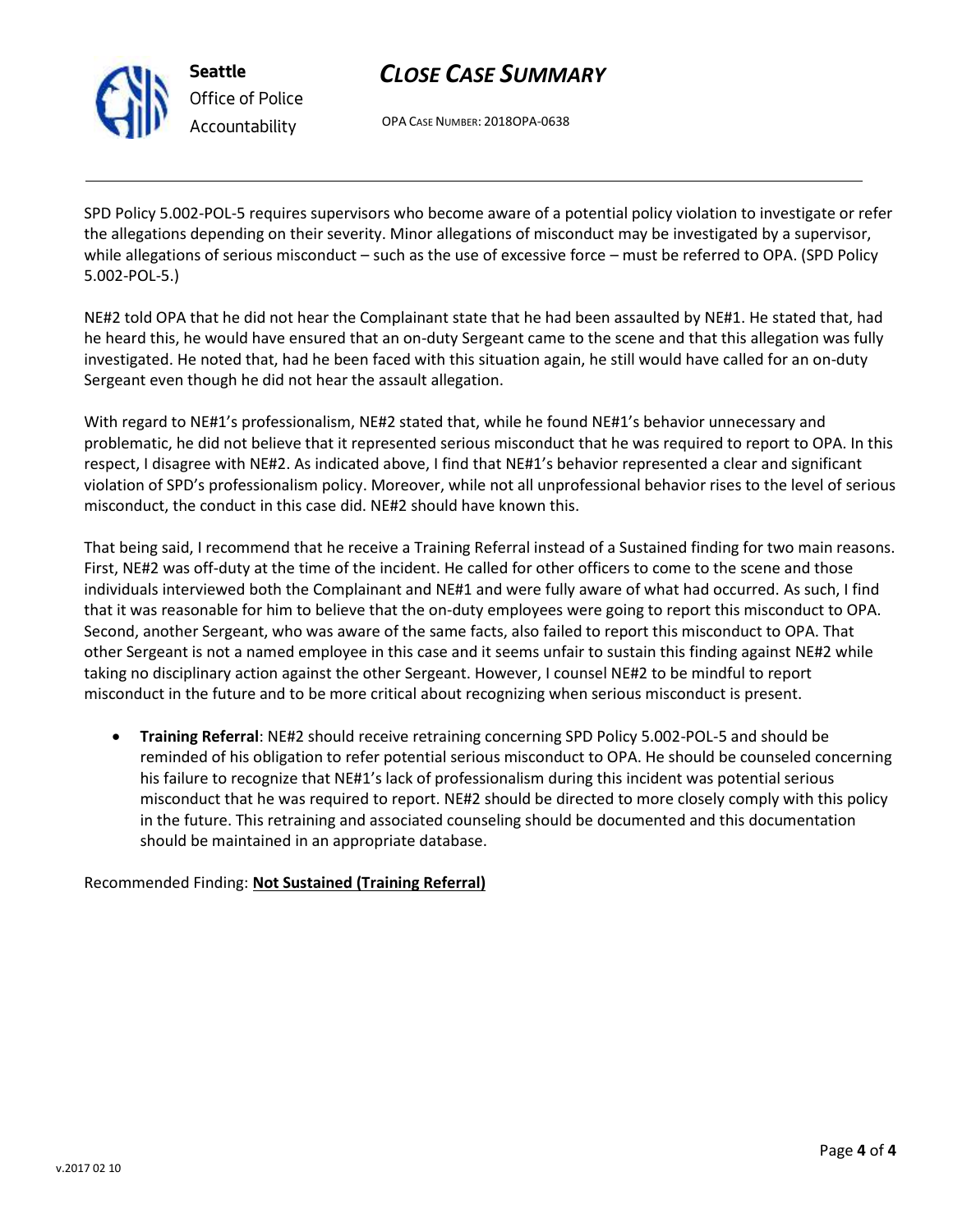SPD Policy 5.002-POL-5 requires supervisors who become aware of a potential policy violation to investigate or refer the allegations depending on their severity. Minor allegations of misconduct may be investigated by a supervisor, while allegations of serious misconduct – such as the use of excessive force – must be referred to OPA. (SPD Policy 5.002-POL-5.)

NE#2 told OPA that he did not hear the Complainant state that he had been assaulted by NE#1. He stated that, had he heard this, he would have ensured that an on-duty Sergeant came to the scene and that this allegation was fully investigated. He noted that, had he been faced with this situation again, he still would have called for an on-duty Sergeant even though he did not hear the assault allegation.

With regard to NE#1's professionalism, NE#2 stated that, while he found NE#1's behavior unnecessary and problematic, he did not believe that it represented serious misconduct that he was required to report to OPA. In this respect, I disagree with NE#2. As indicated above, I find that NE#1's behavior represented a clear and significant violation of SPD's professionalism policy. Moreover, while not all unprofessional behavior rises to the level of serious misconduct, the conduct in this case did. NE#2 should have known this.

That being said, I recommend that he receive a Training Referral instead of a Sustained finding for two main reasons. First, NE#2 was off-duty at the time of the incident. He called for other officers to come to the scene and those individuals interviewed both the Complainant and NE#1 and were fully aware of what had occurred. As such, I find that it was reasonable for him to believe that the on-duty employees were going to report this misconduct to OPA. Second, another Sergeant, who was aware of the same facts, also failed to report this misconduct to OPA. That other Sergeant is not a named employee in this case and it seems unfair to sustain this finding against NE#2 while taking no disciplinary action against the other Sergeant. However, I counsel NE#2 to be mindful to report misconduct in the future and to be more critical about recognizing when serious misconduct is present.

- **Training Referral**: NE#2 should receive retraining concerning SPD Policy 5.002-POL-5 and should be reminded of his obligation to refer potential serious misconduct to OPA. He should be counseled concerning his failure to recognize that NE#1's lack of professionalism during this incident was potential serious misconduct that he was required to report. NE#2 should be directed to more closely comply with this policy in the future. This retraining and associated counseling should be documented and this documentation should be maintained in an appropriate database.

Recommended Finding: **Not Sustained (Training Referral)**